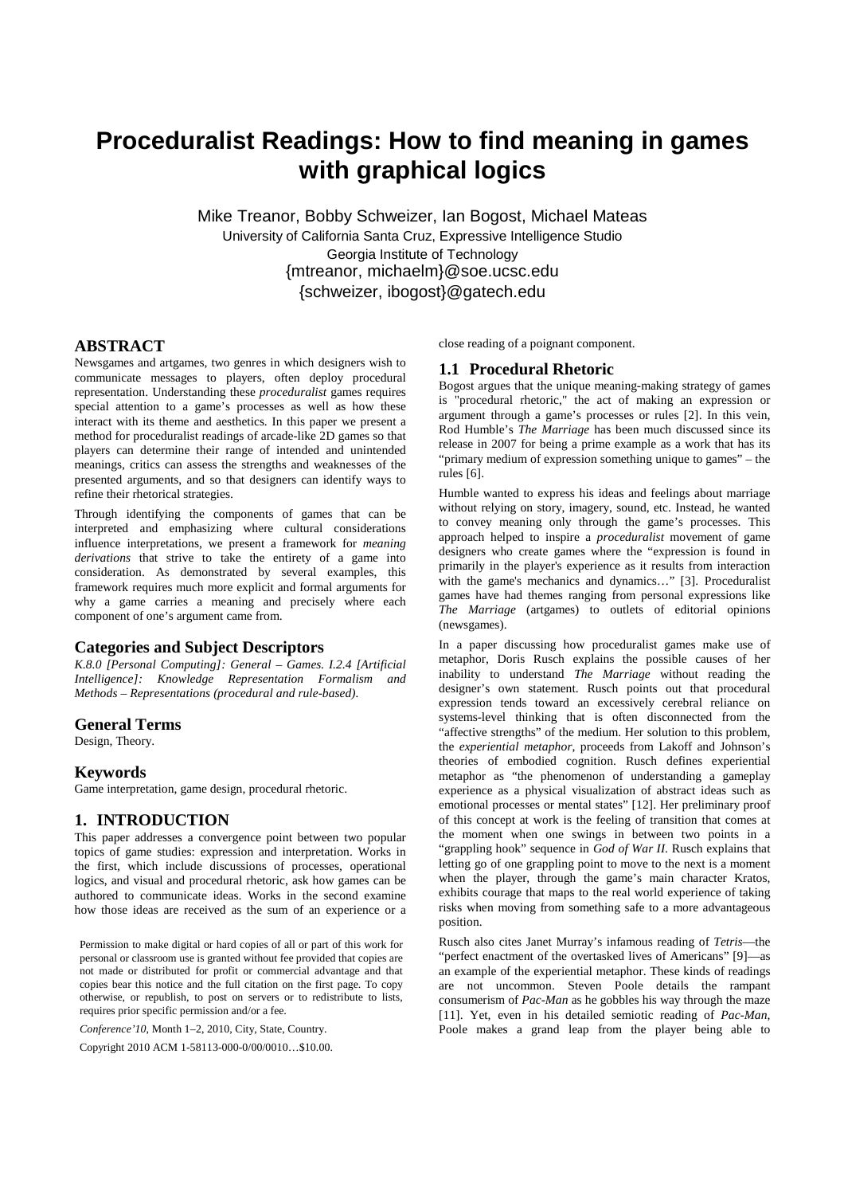# Proceduralist Readings: How to find meaning in games with graphical logics

Mike Treanor, Bobby Schweizer, Ian Bogost, Michael Mateas
University of California Santa Cruz, Expressive Intelligence Studio
Georgia Institute of Technology
{mtreanor, michaelm}@soe.ucsc.edu
{schweizer, ibogost}@gatech.edu

## ABSTRACT

Newsgames and artgames, two genres in which designers wish to communicate messages to players, often deploy procedural representation. Understanding these *proceduralist* games requires special attention to a game's processes as well as how these interact with its theme and aesthetics. In this paper we present a method for proceduralist readings of arcade-like 2D games so that players can determine their range of intended and unintended meanings, critics can assess the strengths and weaknesses of the presented arguments, and so that designers can identify ways to refine their rhetorical strategies.

Through identifying the components of games that can be interpreted and emphasizing where cultural considerations influence interpretations, we present a framework for *meaning derivations* that strive to take the entirety of a game into consideration. As demonstrated by several examples, this framework requires much more explicit and formal arguments for why a game carries a meaning and precisely where each component of one's argument came from.

### Categories and Subject Descriptors

*K.8.0 [Personal Computing]: General – Games. I.2.4 [Artificial Intelligence]: Knowledge Representation Formalism and Methods – Representations (procedural and rule-based).*

### General Terms

Design, Theory.

### Keywords

Game interpretation, game design, procedural rhetoric.

## 1. INTRODUCTION

This paper addresses a convergence point between two popular topics of game studies: expression and interpretation. Works in the first, which include discussions of processes, operational logics, and visual and procedural rhetoric, ask how games can be authored to communicate ideas. Works in the second examine how those ideas are received as the sum of an experience or a close reading of a poignant component.

Permission to make digital or hard copies of all or part of this work for personal or classroom use is granted without fee provided that copies are not made or distributed for profit or commercial advantage and that copies bear this notice and the full citation on the first page. To copy otherwise, or republish, to post on servers or to redistribute to lists, requires prior specific permission and/or a fee.

*Conference'10*, Month 1–2, 2010, City, State, Country.

Copyright 2010 ACM 1-58113-000-0/00/0010…$10.00.

### 1.1 Procedural Rhetoric

Bogost argues that the unique meaning-making strategy of games is "procedural rhetoric," the act of making an expression or argument through a game's processes or rules [2]. In this vein, Rod Humble's *The Marriage* has been much discussed since its release in 2007 for being a prime example as a work that has its "primary medium of expression something unique to games" – the rules [6].

Humble wanted to express his ideas and feelings about marriage without relying on story, imagery, sound, etc. Instead, he wanted to convey meaning only through the game's processes. This approach helped to inspire a *proceduralist* movement of game designers who create games where the "expression is found in primarily in the player's experience as it results from interaction with the game's mechanics and dynamics…" [3]. Proceduralist games have had themes ranging from personal expressions like *The Marriage* (artgames) to outlets of editorial opinions (newsgames).

In a paper discussing how proceduralist games make use of metaphor, Doris Rusch explains the possible causes of her inability to understand *The Marriage* without reading the designer's own statement. Rusch points out that procedural expression tends toward an excessively cerebral reliance on systems-level thinking that is often disconnected from the "affective strengths" of the medium. Her solution to this problem, the *experiential metaphor*, proceeds from Lakoff and Johnson's theories of embodied cognition. Rusch defines experiential metaphor as "the phenomenon of understanding a gameplay experience as a physical visualization of abstract ideas such as emotional processes or mental states" [12]. Her preliminary proof of this concept at work is the feeling of transition that comes at the moment when one swings in between two points in a "grappling hook" sequence in *God of War II*. Rusch explains that letting go of one grappling point to move to the next is a moment when the player, through the game's main character Kratos, exhibits courage that maps to the real world experience of taking risks when moving from something safe to a more advantageous position.

Rusch also cites Janet Murray's infamous reading of *Tetris*—the "perfect enactment of the overtasked lives of Americans" [9]—as an example of the experiential metaphor. These kinds of readings are not uncommon. Steven Poole details the rampant consumerism of *Pac-Man* as he gobbles his way through the maze [11]. Yet, even in his detailed semiotic reading of *Pac-Man*, Poole makes a grand leap from the player being able to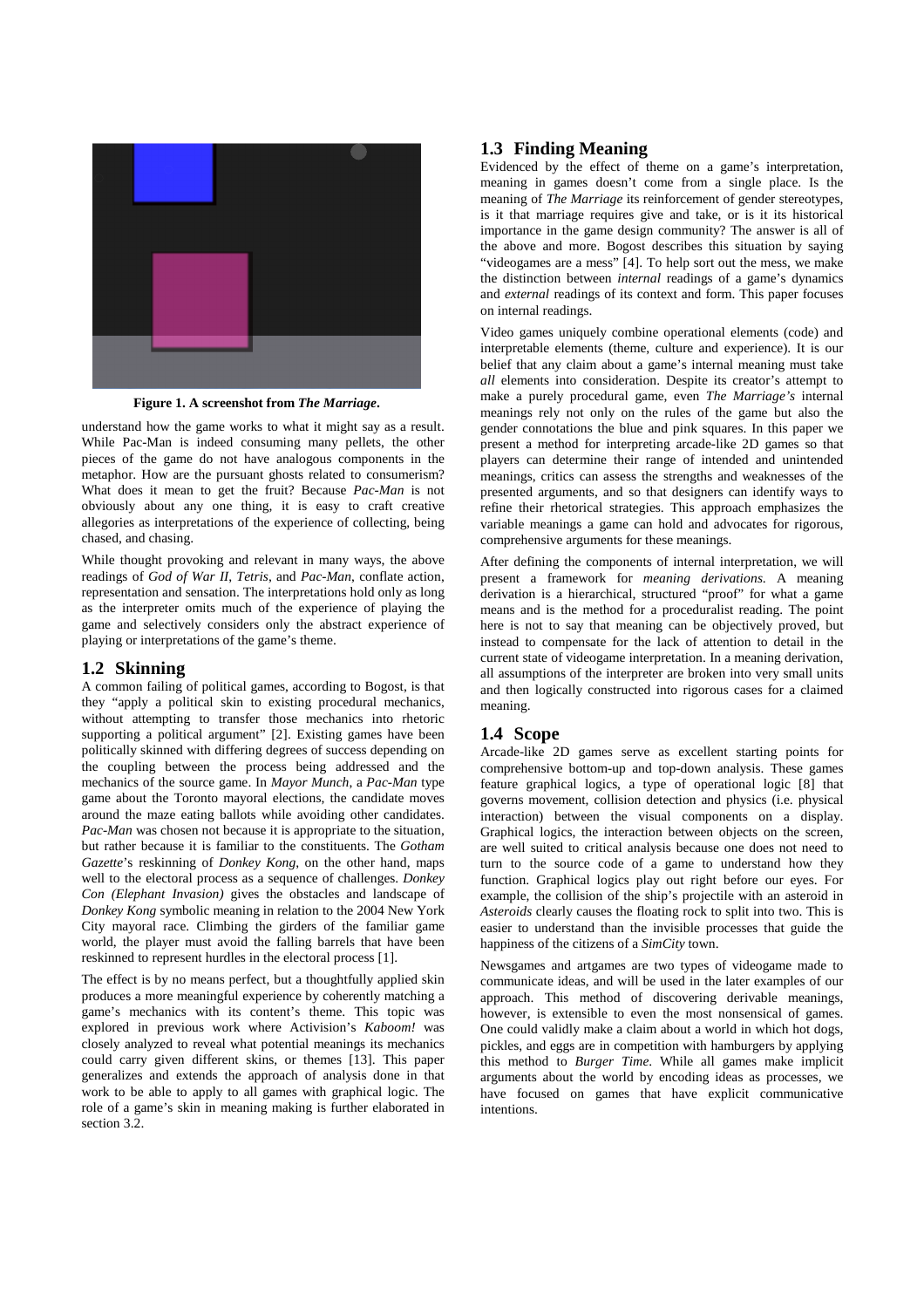**Figure 1. A screenshot from *The Marriage*.**

understand how the game works to what it might say as a result. While Pac-Man is indeed consuming many pellets, the other pieces of the game do not have analogous components in the metaphor. How are the pursuant ghosts related to consumerism? What does it mean to get the fruit? Because *Pac-Man* is not obviously about any one thing, it is easy to craft creative allegories as interpretations of the experience of collecting, being chased, and chasing.

While thought provoking and relevant in many ways, the above readings of *God of War II*, *Tetris*, and *Pac-Man*, conflate action, representation and sensation. The interpretations hold only as long as the interpreter omits much of the experience of playing the game and selectively considers only the abstract experience of playing or interpretations of the game's theme.

## 1.2 Skinning

A common failing of political games, according to Bogost, is that they "apply a political skin to existing procedural mechanics, without attempting to transfer those mechanics into rhetoric supporting a political argument" [2]. Existing games have been politically skinned with differing degrees of success depending on the coupling between the process being addressed and the mechanics of the source game. In *Mayor Munch*, a *Pac-Man* type game about the Toronto mayoral elections, the candidate moves around the maze eating ballots while avoiding other candidates. *Pac-Man* was chosen not because it is appropriate to the situation, but rather because it is familiar to the constituents. The *Gotham Gazette*'s reskinning of *Donkey Kong*, on the other hand, maps well to the electoral process as a sequence of challenges. *Donkey Con (Elephant Invasion)* gives the obstacles and landscape of *Donkey Kong* symbolic meaning in relation to the 2004 New York City mayoral race. Climbing the girders of the familiar game world, the player must avoid the falling barrels that have been reskinned to represent hurdles in the electoral process [1].

The effect is by no means perfect, but a thoughtfully applied skin produces a more meaningful experience by coherently matching a game's mechanics with its content's theme. This topic was explored in previous work where Activision's *Kaboom!* was closely analyzed to reveal what potential meanings its mechanics could carry given different skins, or themes [13]. This paper generalizes and extends the approach of analysis done in that work to be able to apply to all games with graphical logic. The role of a game's skin in meaning making is further elaborated in section 3.2.

## 1.3 Finding Meaning

Evidenced by the effect of theme on a game's interpretation, meaning in games doesn't come from a single place. Is the meaning of *The Marriage* its reinforcement of gender stereotypes, is it that marriage requires give and take, or is it its historical importance in the game design community? The answer is all of the above and more. Bogost describes this situation by saying "videogames are a mess" [4]. To help sort out the mess, we make the distinction between *internal* readings of a game's dynamics and *external* readings of its context and form. This paper focuses on internal readings.

Video games uniquely combine operational elements (code) and interpretable elements (theme, culture and experience). It is our belief that any claim about a game's internal meaning must take *all* elements into consideration. Despite its creator's attempt to make a purely procedural game, even *The Marriage's* internal meanings rely not only on the rules of the game but also the gender connotations the blue and pink squares. In this paper we present a method for interpreting arcade-like 2D games so that players can determine their range of intended and unintended meanings, critics can assess the strengths and weaknesses of the presented arguments, and so that designers can identify ways to refine their rhetorical strategies. This approach emphasizes the variable meanings a game can hold and advocates for rigorous, comprehensive arguments for these meanings.

After defining the components of internal interpretation, we will present a framework for *meaning derivations*. A meaning derivation is a hierarchical, structured "proof" for what a game means and is the method for a proceduralist reading. The point here is not to say that meaning can be objectively proved, but instead to compensate for the lack of attention to detail in the current state of videogame interpretation. In a meaning derivation, all assumptions of the interpreter are broken into very small units and then logically constructed into rigorous cases for a claimed meaning.

## 1.4 Scope

Arcade-like 2D games serve as excellent starting points for comprehensive bottom-up and top-down analysis. These games feature graphical logics, a type of operational logic [8] that governs movement, collision detection and physics (i.e. physical interaction) between the visual components on a display. Graphical logics, the interaction between objects on the screen, are well suited to critical analysis because one does not need to turn to the source code of a game to understand how they function. Graphical logics play out right before our eyes. For example, the collision of the ship's projectile with an asteroid in *Asteroids* clearly causes the floating rock to split into two. This is easier to understand than the invisible processes that guide the happiness of the citizens of a *SimCity* town.

Newsgames and artgames are two types of videogame made to communicate ideas, and will be used in the later examples of our approach. This method of discovering derivable meanings, however, is extensible to even the most nonsensical of games. One could validly make a claim about a world in which hot dogs, pickles, and eggs are in competition with hamburgers by applying this method to *Burger Time*. While all games make implicit arguments about the world by encoding ideas as processes, we have focused on games that have explicit communicative intentions.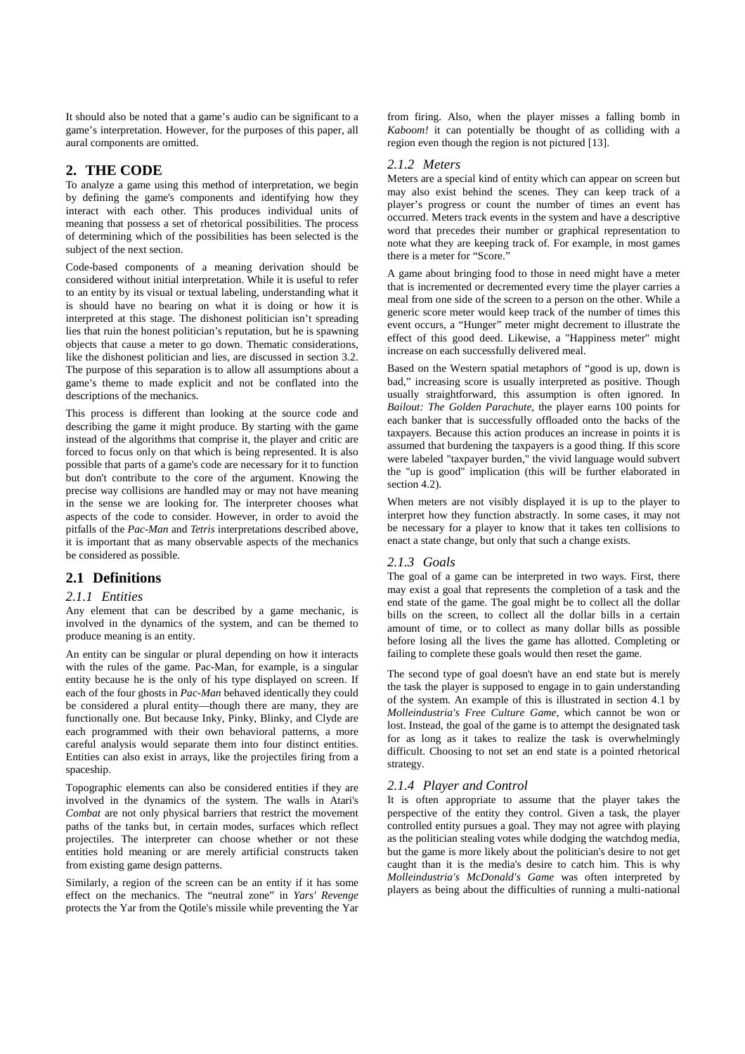It should also be noted that a game's audio can be significant to a game's interpretation. However, for the purposes of this paper, all aural components are omitted.

## 2. THE CODE

To analyze a game using this method of interpretation, we begin by defining the game's components and identifying how they interact with each other. This produces individual units of meaning that possess a set of rhetorical possibilities. The process of determining which of the possibilities has been selected is the subject of the next section.

Code-based components of a meaning derivation should be considered without initial interpretation. While it is useful to refer to an entity by its visual or textual labeling, understanding what it is should have no bearing on what it is doing or how it is interpreted at this stage. The dishonest politician isn't spreading lies that ruin the honest politician's reputation, but he is spawning objects that cause a meter to go down. Thematic considerations, like the dishonest politician and lies, are discussed in section 3.2. The purpose of this separation is to allow all assumptions about a game's theme to made explicit and not be conflated into the descriptions of the mechanics.

This process is different than looking at the source code and describing the game it might produce. By starting with the game instead of the algorithms that comprise it, the player and critic are forced to focus only on that which is being represented. It is also possible that parts of a game's code are necessary for it to function but don't contribute to the core of the argument. Knowing the precise way collisions are handled may or may not have meaning in the sense we are looking for. The interpreter chooses what aspects of the code to consider. However, in order to avoid the pitfalls of the *Pac-Man* and *Tetris* interpretations described above, it is important that as many observable aspects of the mechanics be considered as possible.

### 2.1 Definitions

#### *2.1.1 Entities*

Any element that can be described by a game mechanic, is involved in the dynamics of the system, and can be themed to produce meaning is an entity.

An entity can be singular or plural depending on how it interacts with the rules of the game. Pac-Man, for example, is a singular entity because he is the only of his type displayed on screen. If each of the four ghosts in *Pac-Man* behaved identically they could be considered a plural entity—though there are many, they are functionally one. But because Inky, Pinky, Blinky, and Clyde are each programmed with their own behavioral patterns, a more careful analysis would separate them into four distinct entities. Entities can also exist in arrays, like the projectiles firing from a spaceship.

Topographic elements can also be considered entities if they are involved in the dynamics of the system. The walls in Atari's *Combat* are not only physical barriers that restrict the movement paths of the tanks but, in certain modes, surfaces which reflect projectiles. The interpreter can choose whether or not these entities hold meaning or are merely artificial constructs taken from existing game design patterns.

Similarly, a region of the screen can be an entity if it has some effect on the mechanics. The "neutral zone" in *Yars' Revenge* protects the Yar from the Qotile's missile while preventing the Yar from firing. Also, when the player misses a falling bomb in *Kaboom!* it can potentially be thought of as colliding with a region even though the region is not pictured [13].

#### *2.1.2 Meters*

Meters are a special kind of entity which can appear on screen but may also exist behind the scenes. They can keep track of a player's progress or count the number of times an event has occurred. Meters track events in the system and have a descriptive word that precedes their number or graphical representation to note what they are keeping track of. For example, in most games there is a meter for "Score."

A game about bringing food to those in need might have a meter that is incremented or decremented every time the player carries a meal from one side of the screen to a person on the other. While a generic score meter would keep track of the number of times this event occurs, a "Hunger" meter might decrement to illustrate the effect of this good deed. Likewise, a "Happiness meter" might increase on each successfully delivered meal.

Based on the Western spatial metaphors of "good is up, down is bad," increasing score is usually interpreted as positive. Though usually straightforward, this assumption is often ignored. In *Bailout: The Golden Parachute*, the player earns 100 points for each banker that is successfully offloaded onto the backs of the taxpayers. Because this action produces an increase in points it is assumed that burdening the taxpayers is a good thing. If this score were labeled "taxpayer burden," the vivid language would subvert the "up is good" implication (this will be further elaborated in section 4.2).

When meters are not visibly displayed it is up to the player to interpret how they function abstractly. In some cases, it may not be necessary for a player to know that it takes ten collisions to enact a state change, but only that such a change exists.

#### *2.1.3 Goals*

The goal of a game can be interpreted in two ways. First, there may exist a goal that represents the completion of a task and the end state of the game. The goal might be to collect all the dollar bills on the screen, to collect all the dollar bills in a certain amount of time, or to collect as many dollar bills as possible before losing all the lives the game has allotted. Completing or failing to complete these goals would then reset the game.

The second type of goal doesn't have an end state but is merely the task the player is supposed to engage in to gain understanding of the system. An example of this is illustrated in section 4.1 by *Molleindustria's Free Culture Game*, which cannot be won or lost. Instead, the goal of the game is to attempt the designated task for as long as it takes to realize the task is overwhelmingly difficult. Choosing to not set an end state is a pointed rhetorical strategy.

#### *2.1.4 Player and Control*

It is often appropriate to assume that the player takes the perspective of the entity they control. Given a task, the player controlled entity pursues a goal. They may not agree with playing as the politician stealing votes while dodging the watchdog media, but the game is more likely about the politician's desire to not get caught than it is the media's desire to catch him. This is why *Molleindustria's McDonald's Game* was often interpreted by players as being about the difficulties of running a multi-national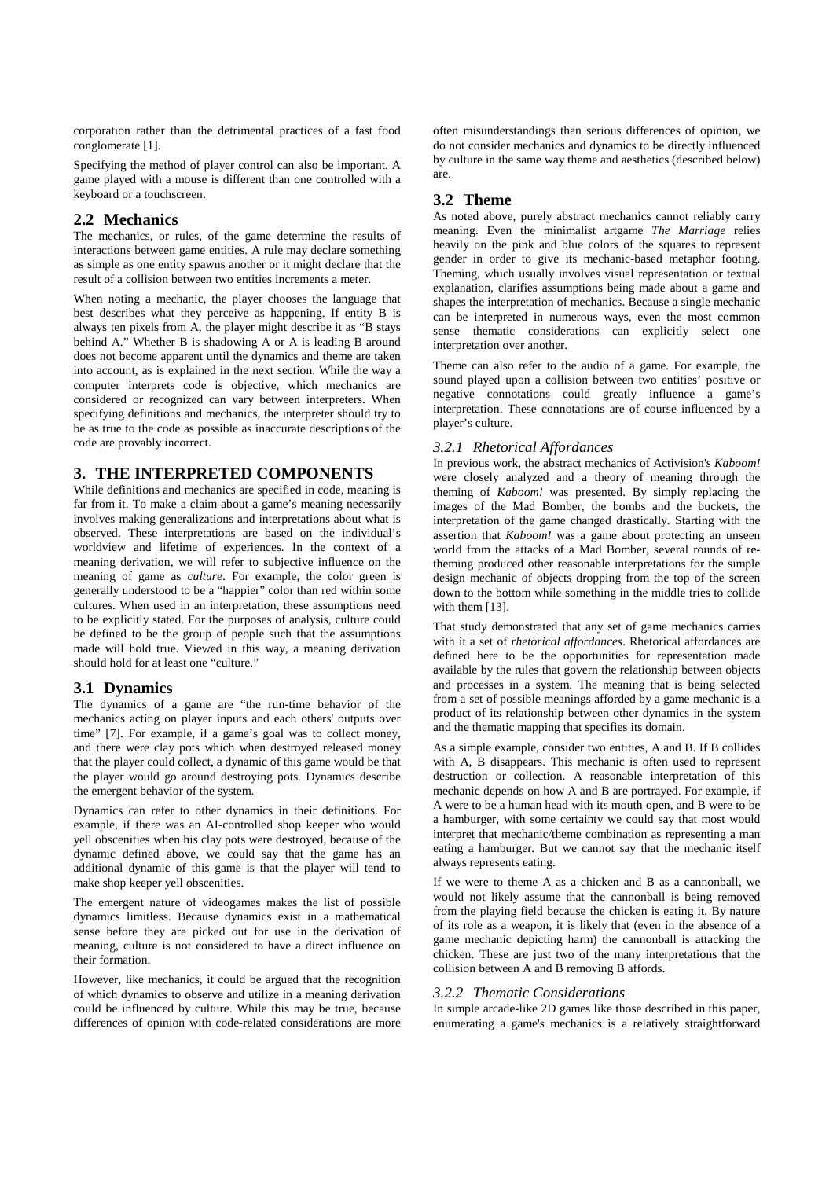corporation rather than the detrimental practices of a fast food conglomerate [1].

Specifying the method of player control can also be important. A game played with a mouse is different than one controlled with a keyboard or a touchscreen.

## 2.2 Mechanics

The mechanics, or rules, of the game determine the results of interactions between game entities. A rule may declare something as simple as one entity spawns another or it might declare that the result of a collision between two entities increments a meter.

When noting a mechanic, the player chooses the language that best describes what they perceive as happening. If entity B is always ten pixels from A, the player might describe it as "B stays behind A." Whether B is shadowing A or A is leading B around does not become apparent until the dynamics and theme are taken into account, as is explained in the next section. While the way a computer interprets code is objective, which mechanics are considered or recognized can vary between interpreters. When specifying definitions and mechanics, the interpreter should try to be as true to the code as possible as inaccurate descriptions of the code are provably incorrect.

# 3. THE INTERPRETED COMPONENTS

While definitions and mechanics are specified in code, meaning is far from it. To make a claim about a game's meaning necessarily involves making generalizations and interpretations about what is observed. These interpretations are based on the individual's worldview and lifetime of experiences. In the context of a meaning derivation, we will refer to subjective influence on the meaning of game as *culture*. For example, the color green is generally understood to be a "happier" color than red within some cultures. When used in an interpretation, these assumptions need to be explicitly stated. For the purposes of analysis, culture could be defined to be the group of people such that the assumptions made will hold true. Viewed in this way, a meaning derivation should hold for at least one "culture."

## 3.1 Dynamics

The dynamics of a game are "the run-time behavior of the mechanics acting on player inputs and each others' outputs over time" [7]. For example, if a game's goal was to collect money, and there were clay pots which when destroyed released money that the player could collect, a dynamic of this game would be that the player would go around destroying pots. Dynamics describe the emergent behavior of the system.

Dynamics can refer to other dynamics in their definitions. For example, if there was an AI-controlled shop keeper who would yell obscenities when his clay pots were destroyed, because of the dynamic defined above, we could say that the game has an additional dynamic of this game is that the player will tend to make shop keeper yell obscenities.

The emergent nature of videogames makes the list of possible dynamics limitless. Because dynamics exist in a mathematical sense before they are picked out for use in the derivation of meaning, culture is not considered to have a direct influence on their formation.

However, like mechanics, it could be argued that the recognition of which dynamics to observe and utilize in a meaning derivation could be influenced by culture. While this may be true, because differences of opinion with code-related considerations are more often misunderstandings than serious differences of opinion, we do not consider mechanics and dynamics to be directly influenced by culture in the same way theme and aesthetics (described below) are.

## 3.2 Theme

As noted above, purely abstract mechanics cannot reliably carry meaning. Even the minimalist artgame *The Marriage* relies heavily on the pink and blue colors of the squares to represent gender in order to give its mechanic-based metaphor footing. Theming, which usually involves visual representation or textual explanation, clarifies assumptions being made about a game and shapes the interpretation of mechanics. Because a single mechanic can be interpreted in numerous ways, even the most common sense thematic considerations can explicitly select one interpretation over another.

Theme can also refer to the audio of a game. For example, the sound played upon a collision between two entities' positive or negative connotations could greatly influence a game's interpretation. These connotations are of course influenced by a player's culture.

### *3.2.1 Rhetorical Affordances*

In previous work, the abstract mechanics of Activision's *Kaboom!* were closely analyzed and a theory of meaning through the theming of *Kaboom!* was presented. By simply replacing the images of the Mad Bomber, the bombs and the buckets, the interpretation of the game changed drastically. Starting with the assertion that *Kaboom!* was a game about protecting an unseen world from the attacks of a Mad Bomber, several rounds of re-theming produced other reasonable interpretations for the simple design mechanic of objects dropping from the top of the screen down to the bottom while something in the middle tries to collide with them [13].

That study demonstrated that any set of game mechanics carries with it a set of *rhetorical affordances*. Rhetorical affordances are defined here to be the opportunities for representation made available by the rules that govern the relationship between objects and processes in a system. The meaning that is being selected from a set of possible meanings afforded by a game mechanic is a product of its relationship between other dynamics in the system and the thematic mapping that specifies its domain.

As a simple example, consider two entities, A and B. If B collides with A, B disappears. This mechanic is often used to represent destruction or collection. A reasonable interpretation of this mechanic depends on how A and B are portrayed. For example, if A were to be a human head with its mouth open, and B were to be a hamburger, with some certainty we could say that most would interpret that mechanic/theme combination as representing a man eating a hamburger. But we cannot say that the mechanic itself always represents eating.

If we were to theme A as a chicken and B as a cannonball, we would not likely assume that the cannonball is being removed from the playing field because the chicken is eating it. By nature of its role as a weapon, it is likely that (even in the absence of a game mechanic depicting harm) the cannonball is attacking the chicken. These are just two of the many interpretations that the collision between A and B removing B affords.

### *3.2.2 Thematic Considerations*

In simple arcade-like 2D games like those described in this paper, enumerating a game's mechanics is a relatively straightforward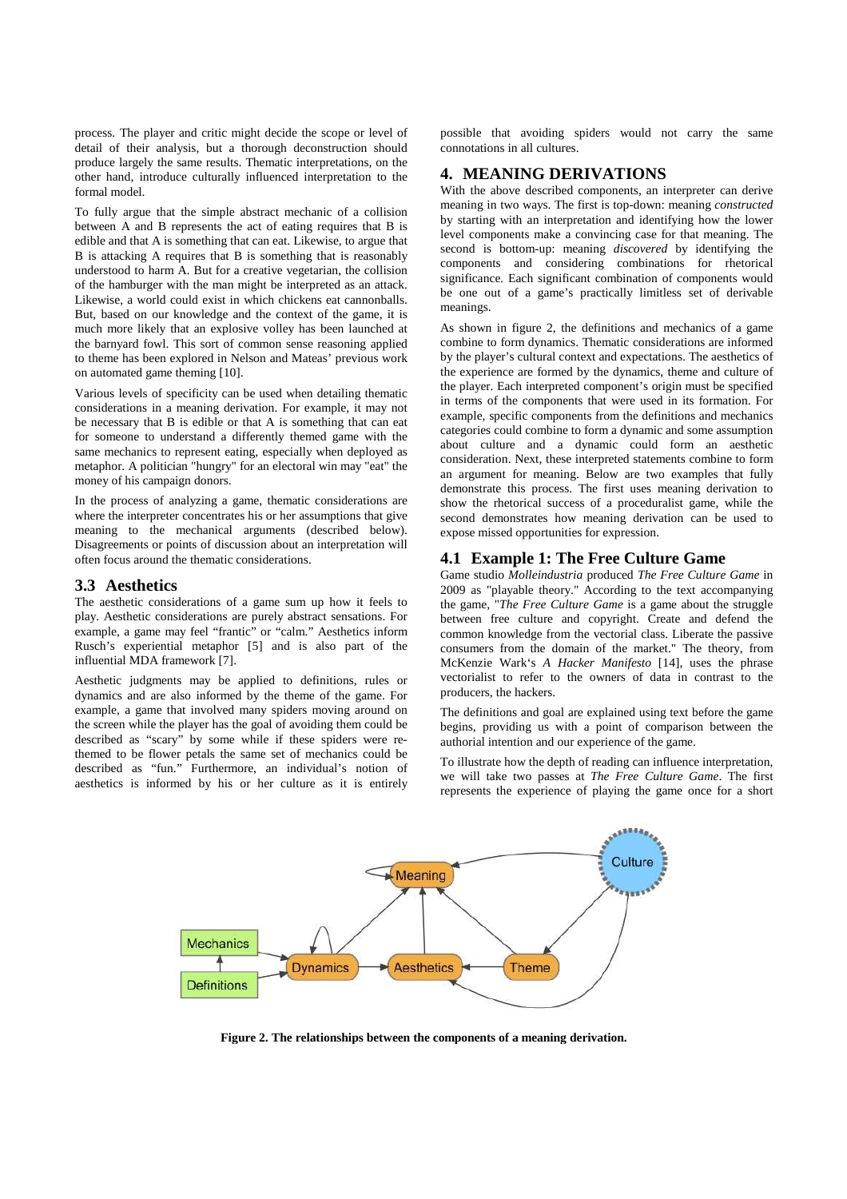process. The player and critic might decide the scope or level of detail of their analysis, but a thorough deconstruction should produce largely the same results. Thematic interpretations, on the other hand, introduce culturally influenced interpretation to the formal model.

To fully argue that the simple abstract mechanic of a collision between A and B represents the act of eating requires that B is edible and that A is something that can eat. Likewise, to argue that B is attacking A requires that B is something that is reasonably understood to harm A. But for a creative vegetarian, the collision of the hamburger with the man might be interpreted as an attack. Likewise, a world could exist in which chickens eat cannonballs. But, based on our knowledge and the context of the game, it is much more likely that an explosive volley has been launched at the barnyard fowl. This sort of common sense reasoning applied to theme has been explored in Nelson and Mateas' previous work on automated game theming [10].

Various levels of specificity can be used when detailing thematic considerations in a meaning derivation. For example, it may not be necessary that B is edible or that A is something that can eat for someone to understand a differently themed game with the same mechanics to represent eating, especially when deployed as metaphor. A politician "hungry" for an electoral win may "eat" the money of his campaign donors.

In the process of analyzing a game, thematic considerations are where the interpreter concentrates his or her assumptions that give meaning to the mechanical arguments (described below). Disagreements or points of discussion about an interpretation will often focus around the thematic considerations.

### 3.3 Aesthetics

The aesthetic considerations of a game sum up how it feels to play. Aesthetic considerations are purely abstract sensations. For example, a game may feel "frantic" or "calm." Aesthetics inform Rusch's experiential metaphor [5] and is also part of the influential MDA framework [7].

Aesthetic judgments may be applied to definitions, rules or dynamics and are also informed by the theme of the game. For example, a game that involved many spiders moving around on the screen while the player has the goal of avoiding them could be described as "scary" by some while if these spiders were re-themed to be flower petals the same set of mechanics could be described as "fun." Furthermore, an individual's notion of aesthetics is informed by his or her culture as it is entirely possible that avoiding spiders would not carry the same connotations in all cultures.

## 4. MEANING DERIVATIONS

With the above described components, an interpreter can derive meaning in two ways. The first is top-down: meaning *constructed* by starting with an interpretation and identifying how the lower level components make a convincing case for that meaning. The second is bottom-up: meaning *discovered* by identifying the components and considering combinations for rhetorical significance. Each significant combination of components would be one out of a game's practically limitless set of derivable meanings.

As shown in figure 2, the definitions and mechanics of a game combine to form dynamics. Thematic considerations are informed by the player's cultural context and expectations. The aesthetics of the experience are formed by the dynamics, theme and culture of the player. Each interpreted component's origin must be specified in terms of the components that were used in its formation. For example, specific components from the definitions and mechanics categories could combine to form a dynamic and some assumption about culture and a dynamic could form an aesthetic consideration. Next, these interpreted statements combine to form an argument for meaning. Below are two examples that fully demonstrate this process. The first uses meaning derivation to show the rhetorical success of a proceduralist game, while the second demonstrates how meaning derivation can be used to expose missed opportunities for expression.

### 4.1 Example 1: The Free Culture Game

Game studio *Molleindustria* produced *The Free Culture Game* in 2009 as "playable theory." According to the text accompanying the game, "*The Free Culture Game* is a game about the struggle between free culture and copyright. Create and defend the common knowledge from the vectorial class. Liberate the passive consumers from the domain of the market." The theory, from McKenzie Wark's *A Hacker Manifesto* [14], uses the phrase vectorialist to refer to the owners of data in contrast to the producers, the hackers.

The definitions and goal are explained using text before the game begins, providing us with a point of comparison between the authorial intention and our experience of the game.

To illustrate how the depth of reading can influence interpretation, we will take two passes at *The Free Culture Game*. The first represents the experience of playing the game once for a short

**Figure 2. The relationships between the components of a meaning derivation.**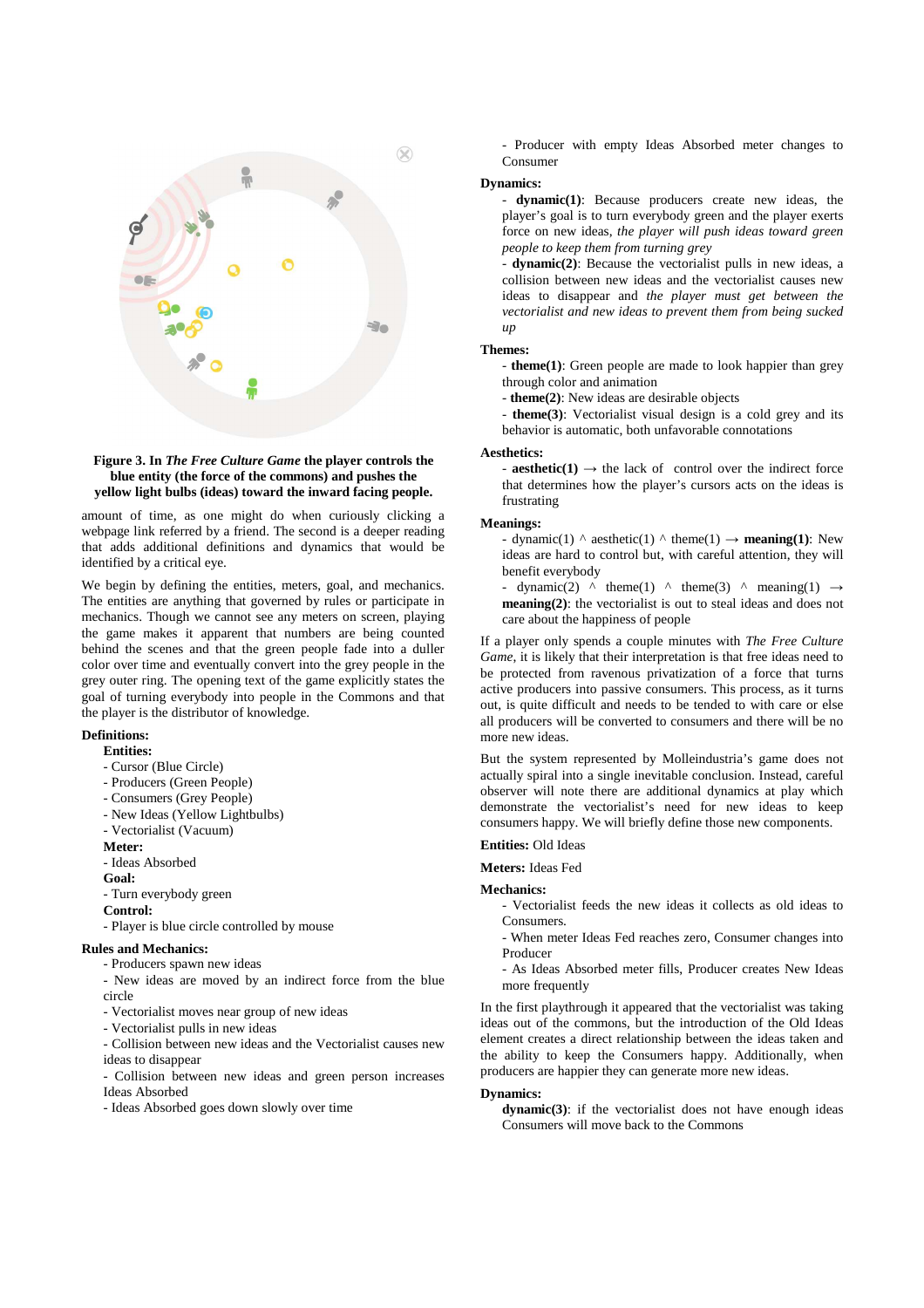**Figure 3. In *The Free Culture Game* the player controls the blue entity (the force of the commons) and pushes the yellow light bulbs (ideas) toward the inward facing people.**

amount of time, as one might do when curiously clicking a webpage link referred by a friend. The second is a deeper reading that adds additional definitions and dynamics that would be identified by a critical eye.

We begin by defining the entities, meters, goal, and mechanics. The entities are anything that governed by rules or participate in mechanics. Though we cannot see any meters on screen, playing the game makes it apparent that numbers are being counted behind the scenes and that the green people fade into a duller color over time and eventually convert into the grey people in the grey outer ring. The opening text of the game explicitly states the goal of turning everybody into people in the Commons and that the player is the distributor of knowledge.

**Definitions:**

**Entities:**
- Cursor (Blue Circle)
- Producers (Green People)
- Consumers (Grey People)
- New Ideas (Yellow Lightbulbs)
- Vectorialist (Vacuum)

**Meter:**
- Ideas Absorbed

**Goal:**
- Turn everybody green

**Control:**
- Player is blue circle controlled by mouse

**Rules and Mechanics:**
- Producers spawn new ideas
- New ideas are moved by an indirect force from the blue circle
- Vectorialist moves near group of new ideas
- Vectorialist pulls in new ideas
- Collision between new ideas and the Vectorialist causes new ideas to disappear
- Collision between new ideas and green person increases Ideas Absorbed
- Ideas Absorbed goes down slowly over time
- Producer with empty Ideas Absorbed meter changes to Consumer

**Dynamics:**
- **dynamic(1)**: Because producers create new ideas, the player's goal is to turn everybody green and the player exerts force on new ideas, *the player will push ideas toward green people to keep them from turning grey*
- **dynamic(2)**: Because the vectorialist pulls in new ideas, a collision between new ideas and the vectorialist causes new ideas to disappear and *the player must get between the vectorialist and new ideas to prevent them from being sucked up*

**Themes:**
- **theme(1)**: Green people are made to look happier than grey through color and animation
- **theme(2)**: New ideas are desirable objects
- **theme(3)**: Vectorialist visual design is a cold grey and its behavior is automatic, both unfavorable connotations

**Aesthetics:**
- **aesthetic(1)** → the lack of control over the indirect force that determines how the player's cursors acts on the ideas is frustrating

**Meanings:**
- dynamic(1) ^ aesthetic(1) ^ theme(1) → **meaning(1)**: New ideas are hard to control but, with careful attention, they will benefit everybody
- dynamic(2) ^ theme(1) ^ theme(3) ^ meaning(1) → **meaning(2)**: the vectorialist is out to steal ideas and does not care about the happiness of people

If a player only spends a couple minutes with *The Free Culture Game*, it is likely that their interpretation is that free ideas need to be protected from ravenous privatization of a force that turns active producers into passive consumers. This process, as it turns out, is quite difficult and needs to be tended to with care or else all producers will be converted to consumers and there will be no more new ideas.

But the system represented by Molleindustria's game does not actually spiral into a single inevitable conclusion. Instead, careful observer will note there are additional dynamics at play which demonstrate the vectorialist's need for new ideas to keep consumers happy. We will briefly define those new components.

**Entities:** Old Ideas

**Meters:** Ideas Fed

**Mechanics:**
- Vectorialist feeds the new ideas it collects as old ideas to Consumers.
- When meter Ideas Fed reaches zero, Consumer changes into Producer
- As Ideas Absorbed meter fills, Producer creates New Ideas more frequently

In the first playthrough it appeared that the vectorialist was taking ideas out of the commons, but the introduction of the Old Ideas element creates a direct relationship between the ideas taken and the ability to keep the Consumers happy. Additionally, when producers are happier they can generate more new ideas.

**Dynamics:**

**dynamic(3)**: if the vectorialist does not have enough ideas Consumers will move back to the Commons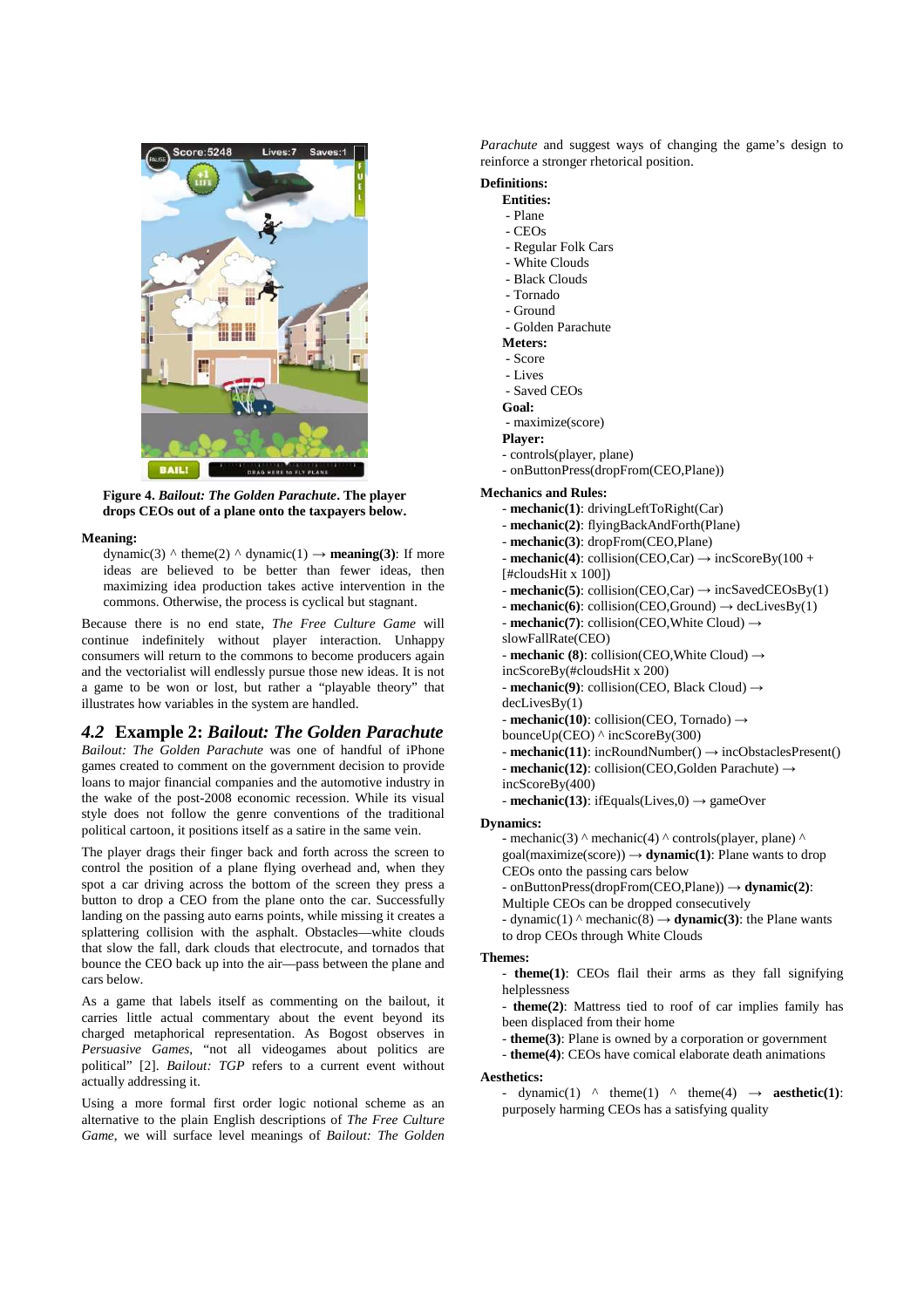**Figure 4. *Bailout: The Golden Parachute*. The player drops CEOs out of a plane onto the taxpayers below.**

**Meaning:**

dynamic(3) ^ theme(2) ^ dynamic(1) → **meaning(3)**: If more ideas are believed to be better than fewer ideas, then maximizing idea production takes active intervention in the commons. Otherwise, the process is cyclical but stagnant.

Because there is no end state, *The Free Culture Game* will continue indefinitely without player interaction. Unhappy consumers will return to the commons to become producers again and the vectorialist will endlessly pursue those new ideas. It is not a game to be won or lost, but rather a "playable theory" that illustrates how variables in the system are handled.

## *4.2* Example 2: *Bailout: The Golden Parachute*

*Bailout: The Golden Parachute* was one of handful of iPhone games created to comment on the government decision to provide loans to major financial companies and the automotive industry in the wake of the post-2008 economic recession. While its visual style does not follow the genre conventions of the traditional political cartoon, it positions itself as a satire in the same vein.

The player drags their finger back and forth across the screen to control the position of a plane flying overhead and, when they spot a car driving across the bottom of the screen they press a button to drop a CEO from the plane onto the car. Successfully landing on the passing auto earns points, while missing it creates a splattering collision with the asphalt. Obstacles—white clouds that slow the fall, dark clouds that electrocute, and tornados that bounce the CEO back up into the air—pass between the plane and cars below.

As a game that labels itself as commenting on the bailout, it carries little actual commentary about the event beyond its charged metaphorical representation. As Bogost observes in *Persuasive Games*, "not all videogames about politics are political" [2]. *Bailout: TGP* refers to a current event without actually addressing it.

Using a more formal first order logic notional scheme as an alternative to the plain English descriptions of *The Free Culture Game*, we will surface level meanings of *Bailout: The Golden Parachute* and suggest ways of changing the game's design to reinforce a stronger rhetorical position.

**Definitions:**

**Entities:**
- Plane
- CEOs
- Regular Folk Cars
- White Clouds
- Black Clouds
- Tornado
- Ground
- Golden Parachute

**Meters:**
- Score
- Lives
- Saved CEOs

**Goal:**
- maximize(score)

**Player:**
- controls(player, plane)
- onButtonPress(dropFrom(CEO,Plane))

**Mechanics and Rules:**
- **mechanic(1)**: drivingLeftToRight(Car)
- **mechanic(2)**: flyingBackAndForth(Plane)
- **mechanic(3)**: dropFrom(CEO,Plane)
- **mechanic(4)**: collision(CEO,Car) → incScoreBy(100 + [#cloudsHit x 100])
- **mechanic(5)**: collision(CEO,Car) → incSavedCEOsBy(1)
- **mechanic(6)**: collision(CEO,Ground) → decLivesBy(1)
- **mechanic(7)**: collision(CEO,White Cloud) → slowFallRate(CEO)
- **mechanic (8)**: collision(CEO,White Cloud) → incScoreBy(#cloudsHit x 200)
- **mechanic(9)**: collision(CEO, Black Cloud) → decLivesBy(1)
- **mechanic(10)**: collision(CEO, Tornado) → bounceUp(CEO) ^ incScoreBy(300)
- **mechanic(11)**: incRoundNumber() → incObstaclesPresent()
- **mechanic(12)**: collision(CEO,Golden Parachute) → incScoreBy(400)
- **mechanic(13)**: ifEquals(Lives,0) → gameOver

**Dynamics:**
- mechanic(3) ^ mechanic(4) ^ controls(player, plane) ^ goal(maximize(score)) → **dynamic(1)**: Plane wants to drop CEOs onto the passing cars below
- onButtonPress(dropFrom(CEO,Plane)) → **dynamic(2)**: Multiple CEOs can be dropped consecutively
- dynamic(1) ^ mechanic(8) → **dynamic(3)**: the Plane wants to drop CEOs through White Clouds

**Themes:**
- **theme(1)**: CEOs flail their arms as they fall signifying helplessness
- **theme(2)**: Mattress tied to roof of car implies family has been displaced from their home
- **theme(3)**: Plane is owned by a corporation or government
- **theme(4)**: CEOs have comical elaborate death animations

**Aesthetics:**
- dynamic(1) ^ theme(1) ^ theme(4) → **aesthetic(1)**: purposely harming CEOs has a satisfying quality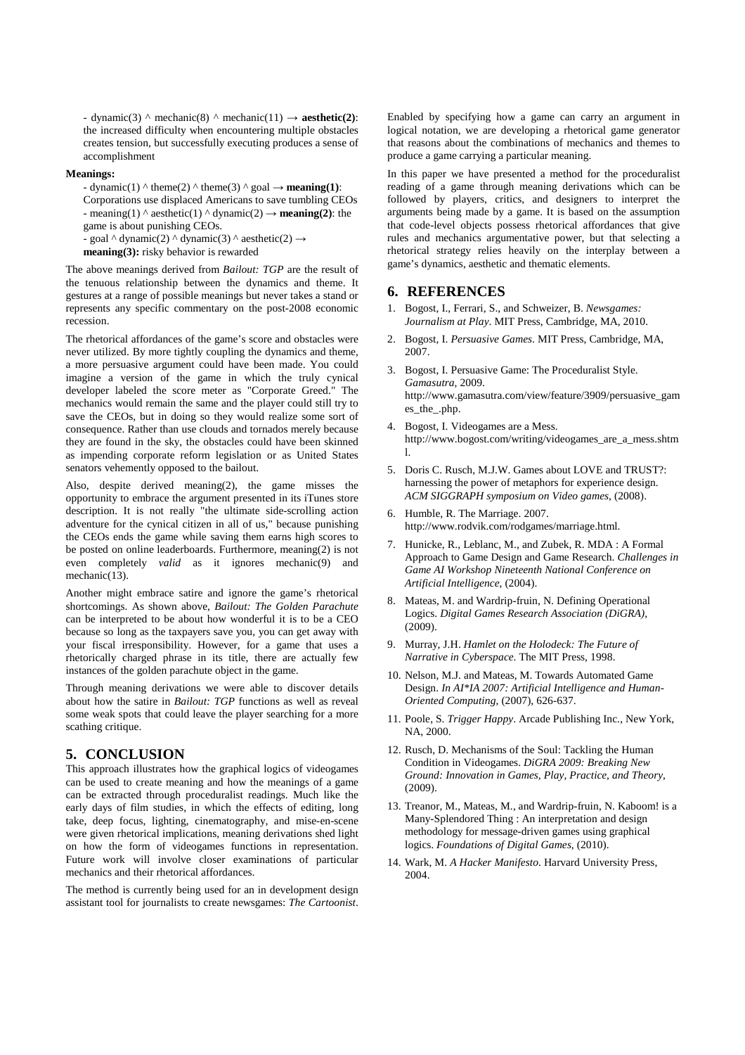- dynamic(3) ^ mechanic(8) ^ mechanic(11) → **aesthetic(2)**: the increased difficulty when encountering multiple obstacles creates tension, but successfully executing produces a sense of accomplishment

**Meanings:**

- dynamic(1) ^ theme(2) ^ theme(3) ^ goal → **meaning(1)**: Corporations use displaced Americans to save tumbling CEOs
- meaning(1) ^ aesthetic(1) ^ dynamic(2) → **meaning(2)**: the game is about punishing CEOs.
- goal ^ dynamic(2) ^ dynamic(3) ^ aesthetic(2) → **meaning(3):** risky behavior is rewarded

The above meanings derived from *Bailout: TGP* are the result of the tenuous relationship between the dynamics and theme. It gestures at a range of possible meanings but never takes a stand or represents any specific commentary on the post-2008 economic recession.

The rhetorical affordances of the game's score and obstacles were never utilized. By more tightly coupling the dynamics and theme, a more persuasive argument could have been made. You could imagine a version of the game in which the truly cynical developer labeled the score meter as "Corporate Greed." The mechanics would remain the same and the player could still try to save the CEOs, but in doing so they would realize some sort of consequence. Rather than use clouds and tornados merely because they are found in the sky, the obstacles could have been skinned as impending corporate reform legislation or as United States senators vehemently opposed to the bailout.

Also, despite derived meaning(2), the game misses the opportunity to embrace the argument presented in its iTunes store description. It is not really "the ultimate side-scrolling action adventure for the cynical citizen in all of us," because punishing the CEOs ends the game while saving them earns high scores to be posted on online leaderboards. Furthermore, meaning(2) is not even completely *valid* as it ignores mechanic(9) and mechanic(13).

Another might embrace satire and ignore the game's rhetorical shortcomings. As shown above, *Bailout: The Golden Parachute* can be interpreted to be about how wonderful it is to be a CEO because so long as the taxpayers save you, you can get away with your fiscal irresponsibility. However, for a game that uses a rhetorically charged phrase in its title, there are actually few instances of the golden parachute object in the game.

Through meaning derivations we were able to discover details about how the satire in *Bailout: TGP* functions as well as reveal some weak spots that could leave the player searching for a more scathing critique.

## 5. CONCLUSION

This approach illustrates how the graphical logics of videogames can be used to create meaning and how the meanings of a game can be extracted through proceduralist readings. Much like the early days of film studies, in which the effects of editing, long take, deep focus, lighting, cinematography, and mise-en-scene were given rhetorical implications, meaning derivations shed light on how the form of videogames functions in representation. Future work will involve closer examinations of particular mechanics and their rhetorical affordances.

The method is currently being used for an in development design assistant tool for journalists to create newsgames: *The Cartoonist*. Enabled by specifying how a game can carry an argument in logical notation, we are developing a rhetorical game generator that reasons about the combinations of mechanics and themes to produce a game carrying a particular meaning.

In this paper we have presented a method for the proceduralist reading of a game through meaning derivations which can be followed by players, critics, and designers to interpret the arguments being made by a game. It is based on the assumption that code-level objects possess rhetorical affordances that give rules and mechanics argumentative power, but that selecting a rhetorical strategy relies heavily on the interplay between a game's dynamics, aesthetic and thematic elements.

## 6. REFERENCES

1. Bogost, I., Ferrari, S., and Schweizer, B. *Newsgames: Journalism at Play*. MIT Press, Cambridge, MA, 2010.
2. Bogost, I. *Persuasive Games*. MIT Press, Cambridge, MA, 2007.
3. Bogost, I. Persuasive Game: The Proceduralist Style. *Gamasutra*, 2009. http://www.gamasutra.com/view/feature/3909/persuasive_games_the_.php.
4. Bogost, I. Videogames are a Mess. http://www.bogost.com/writing/videogames_are_a_mess.shtml.
5. Doris C. Rusch, M.J.W. Games about LOVE and TRUST?: harnessing the power of metaphors for experience design. *ACM SIGGRAPH symposium on Video games*, (2008).
6. Humble, R. The Marriage. 2007. http://www.rodvik.com/rodgames/marriage.html.
7. Hunicke, R., Leblanc, M., and Zubek, R. MDA : A Formal Approach to Game Design and Game Research. *Challenges in Game AI Workshop Nineteenth National Conference on Artificial Intelligence*, (2004).
8. Mateas, M. and Wardrip-fruin, N. Defining Operational Logics. *Digital Games Research Association (DiGRA)*, (2009).
9. Murray, J.H. *Hamlet on the Holodeck: The Future of Narrative in Cyberspace*. The MIT Press, 1998.
10. Nelson, M.J. and Mateas, M. Towards Automated Game Design. *In AI\*IA 2007: Artificial Intelligence and Human-Oriented Computing*, (2007), 626-637.
11. Poole, S. *Trigger Happy*. Arcade Publishing Inc., New York, NA, 2000.
12. Rusch, D. Mechanisms of the Soul: Tackling the Human Condition in Videogames. *DiGRA 2009: Breaking New Ground: Innovation in Games, Play, Practice, and Theory*, (2009).
13. Treanor, M., Mateas, M., and Wardrip-fruin, N. Kaboom! is a Many-Splendored Thing : An interpretation and design methodology for message-driven games using graphical logics. *Foundations of Digital Games*, (2010).
14. Wark, M. *A Hacker Manifesto*. Harvard University Press, 2004.